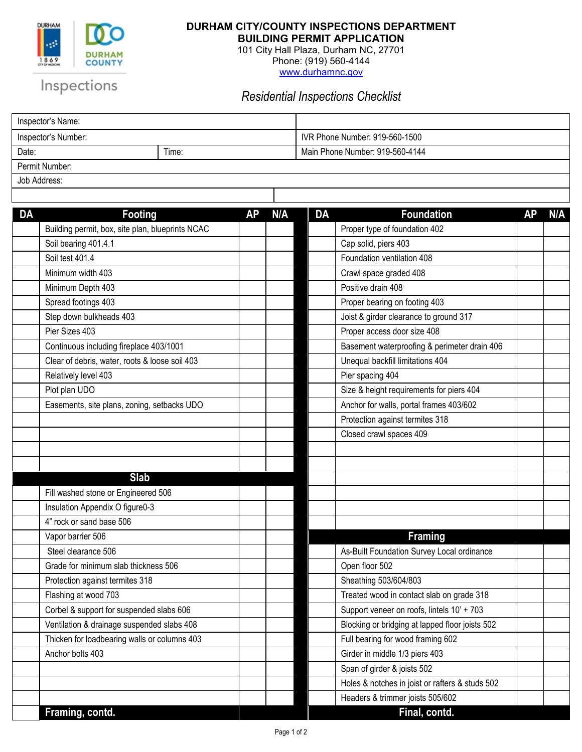# DURHAM CITY/COUNTY INSPECTIONS DEPARTMENT
## BUILDING PERMIT APPLICATION

101 City Hall Plaza, Durham NC, 27701
Phone: (919) 560-4144
www.durhamnc.gov

*Residential Inspections Checklist*

| Inspector's Name: | | |
|---|---|---|
| Inspector's Number: | | IVR Phone Number: 919-560-1500 |
| Date: | Time: | Main Phone Number: 919-560-4144 |
| Permit Number: | | |
| Job Address: | | |

| DA | Footing | AP | N/A |
|---|---|---|---|
| | Building permit, box, site plan, blueprints NCAC | | |
| | Soil bearing 401.4.1 | | |
| | Soil test 401.4 | | |
| | Minimum width 403 | | |
| | Minimum Depth 403 | | |
| | Spread footings 403 | | |
| | Step down bulkheads 403 | | |
| | Pier Sizes 403 | | |
| | Continuous including fireplace 403/1001 | | |
| | Clear of debris, water, roots & loose soil 403 | | |
| | Relatively level 403 | | |
| | Plot plan UDO | | |
| | Easements, site plans, zoning, setbacks UDO | | |
| | | | |
| | | | |
| | | | |
| | | | |
| | **Slab** | | |
| | Fill washed stone or Engineered 506 | | |
| | Insulation Appendix O figure0-3 | | |
| | 4" rock or sand base 506 | | |
| | Vapor barrier 506 | | |
| | Steel clearance 506 | | |
| | Grade for minimum slab thickness 506 | | |
| | Protection against termites 318 | | |
| | Flashing at wood 703 | | |
| | Corbel & support for suspended slabs 606 | | |
| | Ventilation & drainage suspended slabs 408 | | |
| | Thicken for loadbearing walls or columns 403 | | |
| | Anchor bolts 403 | | |
| | | | |
| | | | |
| | | | |
| | **Framing, contd.** | | |

| DA | Foundation | AP | N/A |
|---|---|---|---|
| | Proper type of foundation 402 | | |
| | Cap solid, piers 403 | | |
| | Foundation ventilation 408 | | |
| | Crawl space graded 408 | | |
| | Positive drain 408 | | |
| | Proper bearing on footing 403 | | |
| | Joist & girder clearance to ground 317 | | |
| | Proper access door size 408 | | |
| | Basement waterproofing & perimeter drain 406 | | |
| | Unequal backfill limitations 404 | | |
| | Pier spacing 404 | | |
| | Size & height requirements for piers 404 | | |
| | Anchor for walls, portal frames 403/602 | | |
| | Protection against termites 318 | | |
| | Closed crawl spaces 409 | | |
| | | | |
| | | | |
| | | | |
| | | | |
| | | | |
| | | | |
| | **Framing** | | |
| | As-Built Foundation Survey Local ordinance | | |
| | Open floor 502 | | |
| | Sheathing 503/604/803 | | |
| | Treated wood in contact slab on grade 318 | | |
| | Support veneer on roofs, lintels 10' + 703 | | |
| | Blocking or bridging at lapped floor joists 502 | | |
| | Full bearing for wood framing 602 | | |
| | Girder in middle 1/3 piers 403 | | |
| | Span of girder & joists 502 | | |
| | Holes & notches in joist or rafters & studs 502 | | |
| | Headers & trimmer joists 505/602 | | |
| | **Final, contd.** | | |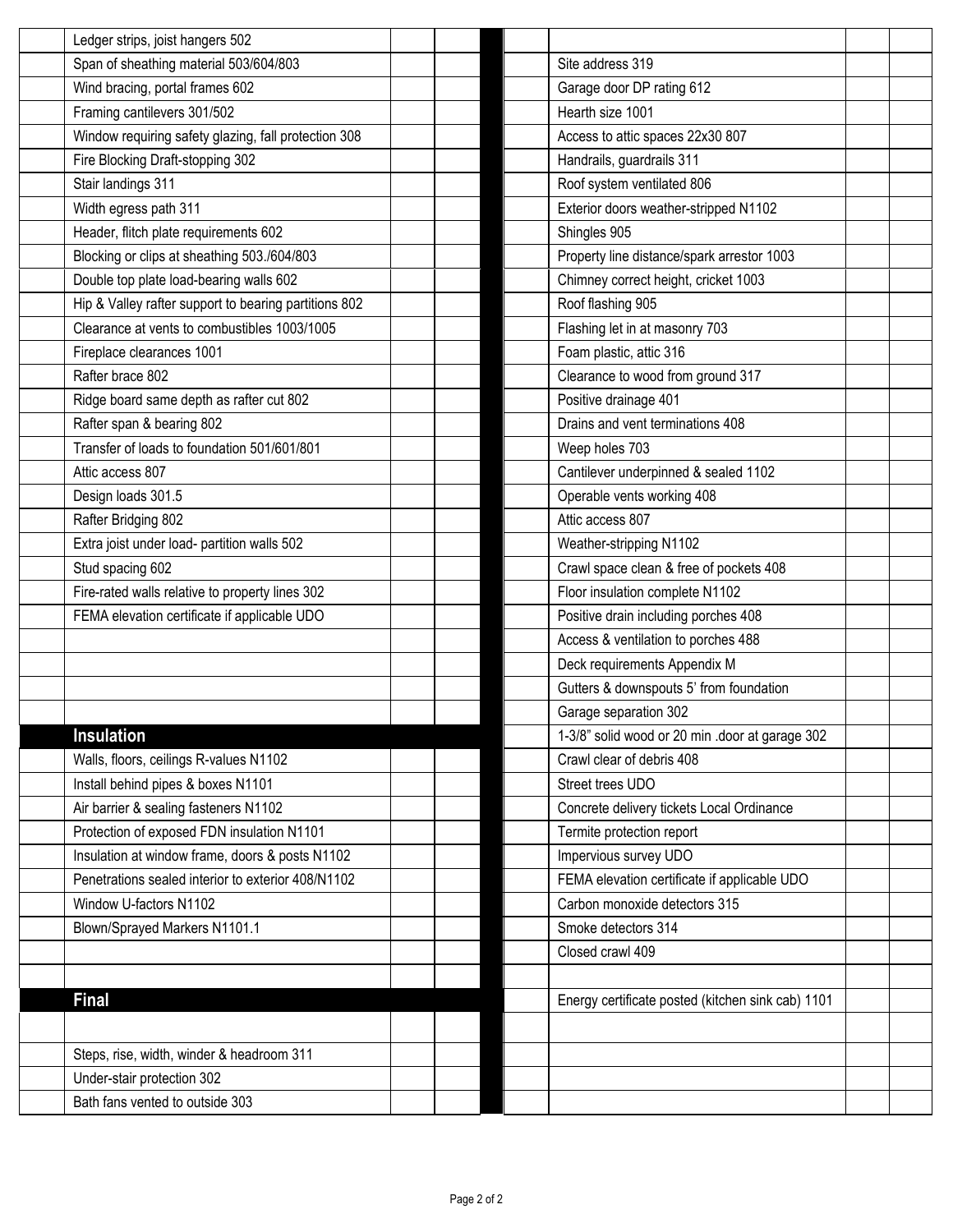| | | | | | | | |
|---|---|---|---|---|---|---|---|
| | Ledger strips, joist hangers 502 | | | | | | |
| | Span of sheathing material 503/604/803 | | | | Site address 319 | | |
| | Wind bracing, portal frames 602 | | | | Garage door DP rating 612 | | |
| | Framing cantilevers 301/502 | | | | Hearth size 1001 | | |
| | Window requiring safety glazing, fall protection 308 | | | | Access to attic spaces 22x30 807 | | |
| | Fire Blocking Draft-stopping 302 | | | | Handrails, guardrails 311 | | |
| | Stair landings 311 | | | | Roof system ventilated 806 | | |
| | Width egress path 311 | | | | Exterior doors weather-stripped N1102 | | |
| | Header, flitch plate requirements 602 | | | | Shingles 905 | | |
| | Blocking or clips at sheathing 503./604/803 | | | | Property line distance/spark arrestor 1003 | | |
| | Double top plate load-bearing walls 602 | | | | Chimney correct height, cricket 1003 | | |
| | Hip & Valley rafter support to bearing partitions 802 | | | | Roof flashing 905 | | |
| | Clearance at vents to combustibles 1003/1005 | | | | Flashing let in at masonry 703 | | |
| | Fireplace clearances 1001 | | | | Foam plastic, attic 316 | | |
| | Rafter brace 802 | | | | Clearance to wood from ground 317 | | |
| | Ridge board same depth as rafter cut 802 | | | | Positive drainage 401 | | |
| | Rafter span & bearing 802 | | | | Drains and vent terminations 408 | | |
| | Transfer of loads to foundation 501/601/801 | | | | Weep holes 703 | | |
| | Attic access 807 | | | | Cantilever underpinned & sealed 1102 | | |
| | Design loads 301.5 | | | | Operable vents working 408 | | |
| | Rafter Bridging 802 | | | | Attic access 807 | | |
| | Extra joist under load- partition walls 502 | | | | Weather-stripping N1102 | | |
| | Stud spacing 602 | | | | Crawl space clean & free of pockets 408 | | |
| | Fire-rated walls relative to property lines 302 | | | | Floor insulation complete N1102 | | |
| | FEMA elevation certificate if applicable UDO | | | | Positive drain including porches 408 | | |
| | | | | | Access & ventilation to porches 488 | | |
| | | | | | Deck requirements Appendix M | | |
| | | | | | Gutters & downspouts 5' from foundation | | |
| | | | | | Garage separation 302 | | |
| | **Insulation** | | | | 1-3/8" solid wood or 20 min .door at garage 302 | | |
| | Walls, floors, ceilings R-values N1102 | | | | Crawl clear of debris 408 | | |
| | Install behind pipes & boxes N1101 | | | | Street trees UDO | | |
| | Air barrier & sealing fasteners N1102 | | | | Concrete delivery tickets Local Ordinance | | |
| | Protection of exposed FDN insulation N1101 | | | | Termite protection report | | |
| | Insulation at window frame, doors & posts N1102 | | | | Impervious survey UDO | | |
| | Penetrations sealed interior to exterior 408/N1102 | | | | FEMA elevation certificate if applicable UDO | | |
| | Window U-factors N1102 | | | | Carbon monoxide detectors 315 | | |
| | Blown/Sprayed Markers N1101.1 | | | | Smoke detectors 314 | | |
| | | | | | Closed crawl 409 | | |
| | | | | | | | |
| | **Final** | | | | Energy certificate posted (kitchen sink cab) 1101 | | |
| | | | | | | | |
| | Steps, rise, width, winder & headroom 311 | | | | | | |
| | Under-stair protection 302 | | | | | | |
| | Bath fans vented to outside 303 | | | | | | |